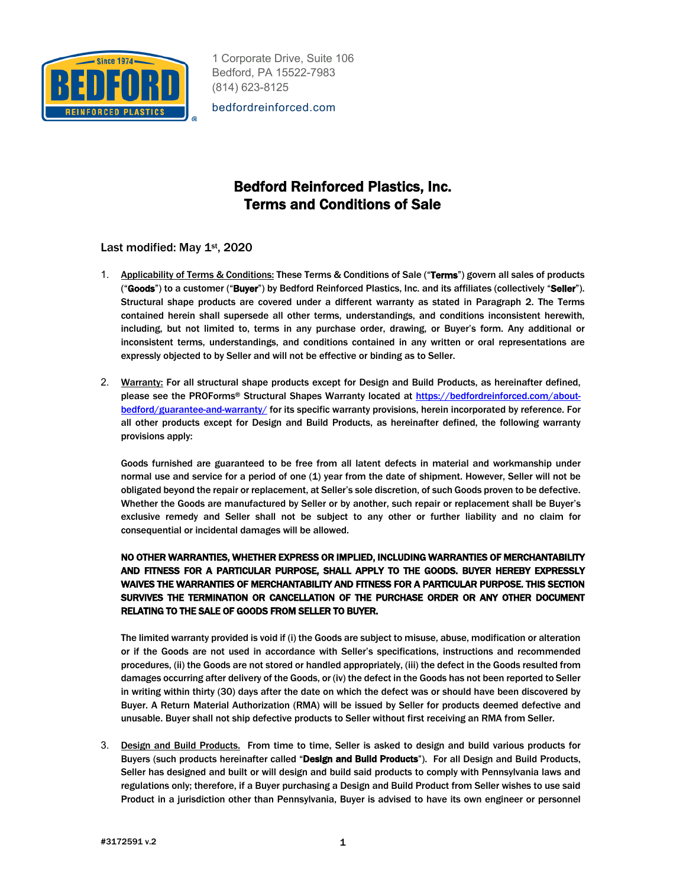1 Corporate Drive, Suite 106
Bedford, PA 15522-7983
(814) 623-8125

bedfordreinforced.com

# Bedford Reinforced Plastics, Inc.
# Terms and Conditions of Sale

Last modified: May 1st, 2020

1. Applicability of Terms & Conditions: These Terms & Conditions of Sale ("**Terms**") govern all sales of products ("**Goods**") to a customer ("**Buyer**") by Bedford Reinforced Plastics, Inc. and its affiliates (collectively "**Seller**"). Structural shape products are covered under a different warranty as stated in Paragraph 2. The Terms contained herein shall supersede all other terms, understandings, and conditions inconsistent herewith, including, but not limited to, terms in any purchase order, drawing, or Buyer's form. Any additional or inconsistent terms, understandings, and conditions contained in any written or oral representations are expressly objected to by Seller and will not be effective or binding as to Seller.

2. Warranty: For all structural shape products except for Design and Build Products, as hereinafter defined, please see the PROForms® Structural Shapes Warranty located at https://bedfordreinforced.com/about-bedford/guarantee-and-warranty/ for its specific warranty provisions, herein incorporated by reference. For all other products except for Design and Build Products, as hereinafter defined, the following warranty provisions apply:

   Goods furnished are guaranteed to be free from all latent defects in material and workmanship under normal use and service for a period of one (1) year from the date of shipment. However, Seller will not be obligated beyond the repair or replacement, at Seller's sole discretion, of such Goods proven to be defective. Whether the Goods are manufactured by Seller or by another, such repair or replacement shall be Buyer's exclusive remedy and Seller shall not be subject to any other or further liability and no claim for consequential or incidental damages will be allowed.

   **NO OTHER WARRANTIES, WHETHER EXPRESS OR IMPLIED, INCLUDING WARRANTIES OF MERCHANTABILITY AND FITNESS FOR A PARTICULAR PURPOSE, SHALL APPLY TO THE GOODS. BUYER HEREBY EXPRESSLY WAIVES THE WARRANTIES OF MERCHANTABILITY AND FITNESS FOR A PARTICULAR PURPOSE. THIS SECTION SURVIVES THE TERMINATION OR CANCELLATION OF THE PURCHASE ORDER OR ANY OTHER DOCUMENT RELATING TO THE SALE OF GOODS FROM SELLER TO BUYER.**

   The limited warranty provided is void if (i) the Goods are subject to misuse, abuse, modification or alteration or if the Goods are not used in accordance with Seller's specifications, instructions and recommended procedures, (ii) the Goods are not stored or handled appropriately, (iii) the defect in the Goods resulted from damages occurring after delivery of the Goods, or (iv) the defect in the Goods has not been reported to Seller in writing within thirty (30) days after the date on which the defect was or should have been discovered by Buyer. A Return Material Authorization (RMA) will be issued by Seller for products deemed defective and unusable. Buyer shall not ship defective products to Seller without first receiving an RMA from Seller.

3. Design and Build Products. From time to time, Seller is asked to design and build various products for Buyers (such products hereinafter called "**Design and Build Products**"). For all Design and Build Products, Seller has designed and built or will design and build said products to comply with Pennsylvania laws and regulations only; therefore, if a Buyer purchasing a Design and Build Product from Seller wishes to use said Product in a jurisdiction other than Pennsylvania, Buyer is advised to have its own engineer or personnel

#3172591 v.2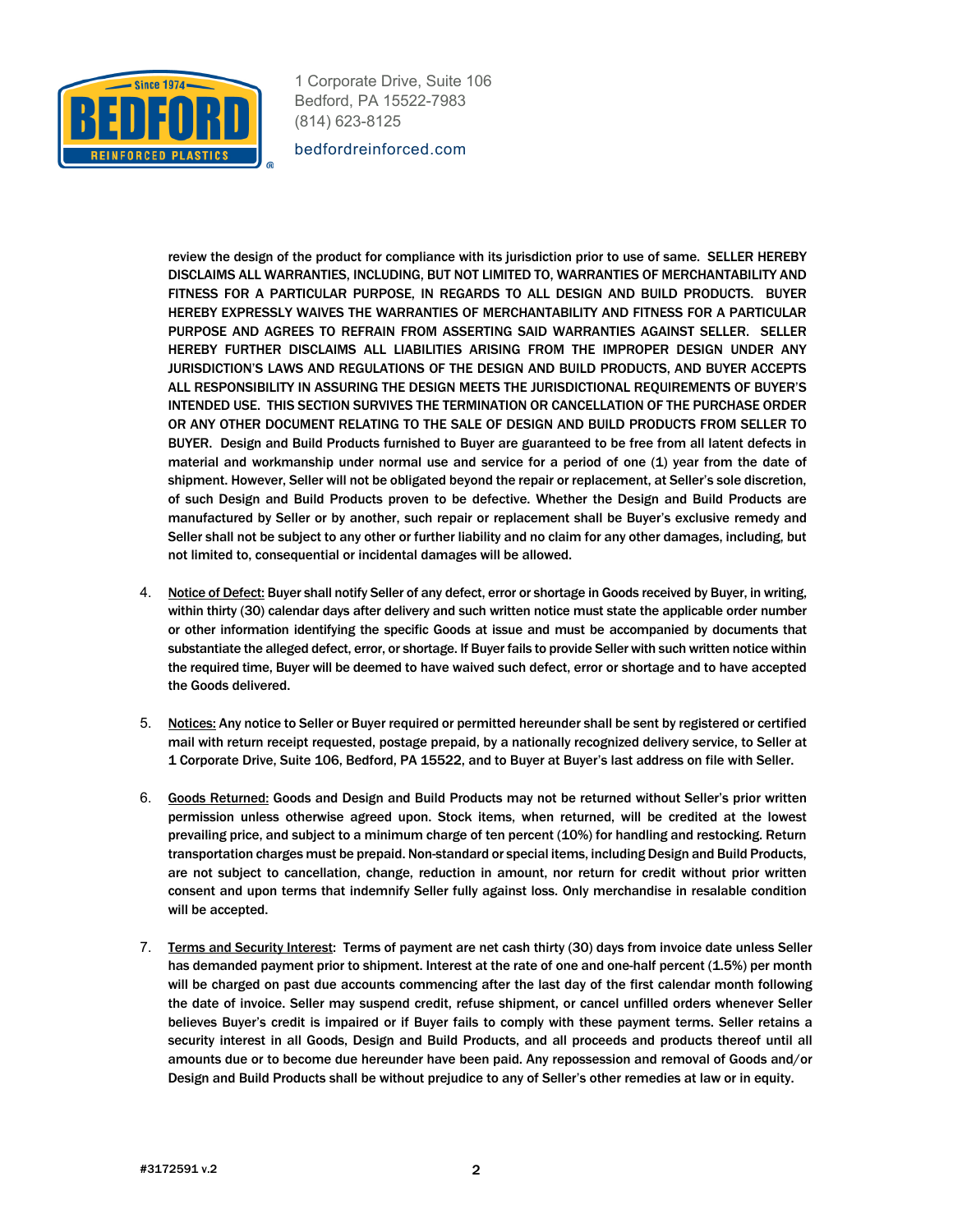review the design of the product for compliance with its jurisdiction prior to use of same. SELLER HEREBY DISCLAIMS ALL WARRANTIES, INCLUDING, BUT NOT LIMITED TO, WARRANTIES OF MERCHANTABILITY AND FITNESS FOR A PARTICULAR PURPOSE, IN REGARDS TO ALL DESIGN AND BUILD PRODUCTS. BUYER HEREBY EXPRESSLY WAIVES THE WARRANTIES OF MERCHANTABILITY AND FITNESS FOR A PARTICULAR PURPOSE AND AGREES TO REFRAIN FROM ASSERTING SAID WARRANTIES AGAINST SELLER. SELLER HEREBY FURTHER DISCLAIMS ALL LIABILITIES ARISING FROM THE IMPROPER DESIGN UNDER ANY JURISDICTION'S LAWS AND REGULATIONS OF THE DESIGN AND BUILD PRODUCTS, AND BUYER ACCEPTS ALL RESPONSIBILITY IN ASSURING THE DESIGN MEETS THE JURISDICTIONAL REQUIREMENTS OF BUYER'S INTENDED USE. THIS SECTION SURVIVES THE TERMINATION OR CANCELLATION OF THE PURCHASE ORDER OR ANY OTHER DOCUMENT RELATING TO THE SALE OF DESIGN AND BUILD PRODUCTS FROM SELLER TO BUYER. Design and Build Products furnished to Buyer are guaranteed to be free from all latent defects in material and workmanship under normal use and service for a period of one (1) year from the date of shipment. However, Seller will not be obligated beyond the repair or replacement, at Seller's sole discretion, of such Design and Build Products proven to be defective. Whether the Design and Build Products are manufactured by Seller or by another, such repair or replacement shall be Buyer's exclusive remedy and Seller shall not be subject to any other or further liability and no claim for any other damages, including, but not limited to, consequential or incidental damages will be allowed.

4. Notice of Defect: Buyer shall notify Seller of any defect, error or shortage in Goods received by Buyer, in writing, within thirty (30) calendar days after delivery and such written notice must state the applicable order number or other information identifying the specific Goods at issue and must be accompanied by documents that substantiate the alleged defect, error, or shortage. If Buyer fails to provide Seller with such written notice within the required time, Buyer will be deemed to have waived such defect, error or shortage and to have accepted the Goods delivered.

5. Notices: Any notice to Seller or Buyer required or permitted hereunder shall be sent by registered or certified mail with return receipt requested, postage prepaid, by a nationally recognized delivery service, to Seller at 1 Corporate Drive, Suite 106, Bedford, PA 15522, and to Buyer at Buyer's last address on file with Seller.

6. Goods Returned: Goods and Design and Build Products may not be returned without Seller's prior written permission unless otherwise agreed upon. Stock items, when returned, will be credited at the lowest prevailing price, and subject to a minimum charge of ten percent (10%) for handling and restocking. Return transportation charges must be prepaid. Non-standard or special items, including Design and Build Products, are not subject to cancellation, change, reduction in amount, nor return for credit without prior written consent and upon terms that indemnify Seller fully against loss. Only merchandise in resalable condition will be accepted.

7. Terms and Security Interest: Terms of payment are net cash thirty (30) days from invoice date unless Seller has demanded payment prior to shipment. Interest at the rate of one and one-half percent (1.5%) per month will be charged on past due accounts commencing after the last day of the first calendar month following the date of invoice. Seller may suspend credit, refuse shipment, or cancel unfilled orders whenever Seller believes Buyer's credit is impaired or if Buyer fails to comply with these payment terms. Seller retains a security interest in all Goods, Design and Build Products, and all proceeds and products thereof until all amounts due or to become due hereunder have been paid. Any repossession and removal of Goods and/or Design and Build Products shall be without prejudice to any of Seller's other remedies at law or in equity.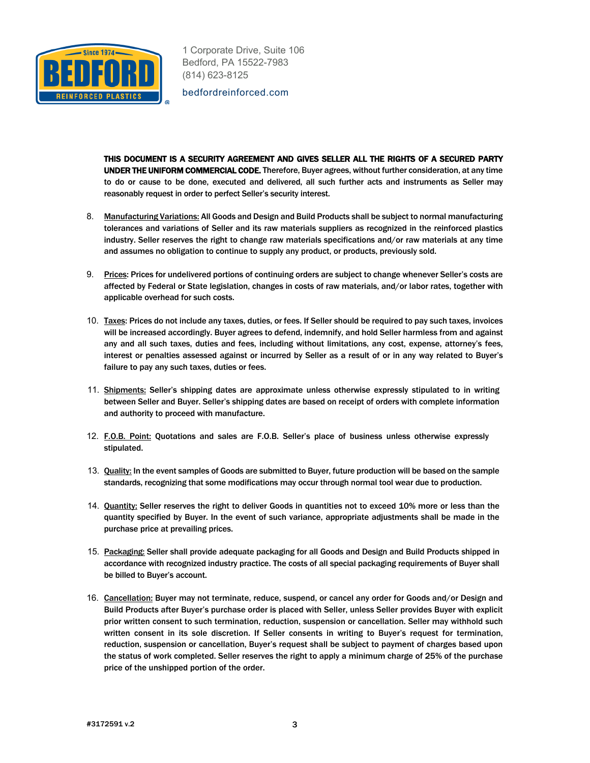**THIS DOCUMENT IS A SECURITY AGREEMENT AND GIVES SELLER ALL THE RIGHTS OF A SECURED PARTY UNDER THE UNIFORM COMMERCIAL CODE.** Therefore, Buyer agrees, without further consideration, at any time to do or cause to be done, executed and delivered, all such further acts and instruments as Seller may reasonably request in order to perfect Seller's security interest.

8. Manufacturing Variations: All Goods and Design and Build Products shall be subject to normal manufacturing tolerances and variations of Seller and its raw materials suppliers as recognized in the reinforced plastics industry. Seller reserves the right to change raw materials specifications and/or raw materials at any time and assumes no obligation to continue to supply any product, or products, previously sold.

9. Prices: Prices for undelivered portions of continuing orders are subject to change whenever Seller's costs are affected by Federal or State legislation, changes in costs of raw materials, and/or labor rates, together with applicable overhead for such costs.

10. Taxes: Prices do not include any taxes, duties, or fees. If Seller should be required to pay such taxes, invoices will be increased accordingly. Buyer agrees to defend, indemnify, and hold Seller harmless from and against any and all such taxes, duties and fees, including without limitations, any cost, expense, attorney's fees, interest or penalties assessed against or incurred by Seller as a result of or in any way related to Buyer's failure to pay any such taxes, duties or fees.

11. Shipments: Seller's shipping dates are approximate unless otherwise expressly stipulated to in writing between Seller and Buyer. Seller's shipping dates are based on receipt of orders with complete information and authority to proceed with manufacture.

12. F.O.B. Point: Quotations and sales are F.O.B. Seller's place of business unless otherwise expressly stipulated.

13. Quality: In the event samples of Goods are submitted to Buyer, future production will be based on the sample standards, recognizing that some modifications may occur through normal tool wear due to production.

14. Quantity: Seller reserves the right to deliver Goods in quantities not to exceed 10% more or less than the quantity specified by Buyer. In the event of such variance, appropriate adjustments shall be made in the purchase price at prevailing prices.

15. Packaging: Seller shall provide adequate packaging for all Goods and Design and Build Products shipped in accordance with recognized industry practice. The costs of all special packaging requirements of Buyer shall be billed to Buyer's account.

16. Cancellation: Buyer may not terminate, reduce, suspend, or cancel any order for Goods and/or Design and Build Products after Buyer's purchase order is placed with Seller, unless Seller provides Buyer with explicit prior written consent to such termination, reduction, suspension or cancellation. Seller may withhold such written consent in its sole discretion. If Seller consents in writing to Buyer's request for termination, reduction, suspension or cancellation, Buyer's request shall be subject to payment of charges based upon the status of work completed. Seller reserves the right to apply a minimum charge of 25% of the purchase price of the unshipped portion of the order.

#3172591 v.2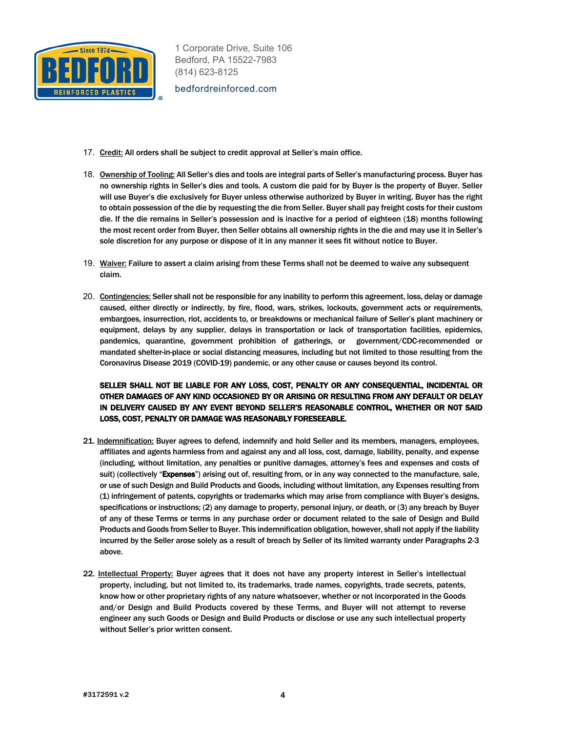17. Credit: All orders shall be subject to credit approval at Seller's main office.

18. Ownership of Tooling: All Seller's dies and tools are integral parts of Seller's manufacturing process. Buyer has no ownership rights in Seller's dies and tools. A custom die paid for by Buyer is the property of Buyer. Seller will use Buyer's die exclusively for Buyer unless otherwise authorized by Buyer in writing. Buyer has the right to obtain possession of the die by requesting the die from Seller. Buyer shall pay freight costs for their custom die. If the die remains in Seller's possession and is inactive for a period of eighteen (18) months following the most recent order from Buyer, then Seller obtains all ownership rights in the die and may use it in Seller's sole discretion for any purpose or dispose of it in any manner it sees fit without notice to Buyer.

19. Waiver: Failure to assert a claim arising from these Terms shall not be deemed to waive any subsequent claim.

20. Contingencies: Seller shall not be responsible for any inability to perform this agreement, loss, delay or damage caused, either directly or indirectly, by fire, flood, wars, strikes, lockouts, government acts or requirements, embargoes, insurrection, riot, accidents to, or breakdowns or mechanical failure of Seller's plant machinery or equipment, delays by any supplier, delays in transportation or lack of transportation facilities, epidemics, pandemics, quarantine, government prohibition of gatherings, or government/CDC-recommended or mandated shelter-in-place or social distancing measures, including but not limited to those resulting from the Coronavirus Disease 2019 (COVID-19) pandemic, or any other cause or causes beyond its control.

    **SELLER SHALL NOT BE LIABLE FOR ANY LOSS, COST, PENALTY OR ANY CONSEQUENTIAL, INCIDENTAL OR OTHER DAMAGES OF ANY KIND OCCASIONED BY OR ARISING OR RESULTING FROM ANY DEFAULT OR DELAY IN DELIVERY CAUSED BY ANY EVENT BEYOND SELLER'S REASONABLE CONTROL, WHETHER OR NOT SAID LOSS, COST, PENALTY OR DAMAGE WAS REASONABLY FORESEEABLE.**

21. Indemnification: Buyer agrees to defend, indemnify and hold Seller and its members, managers, employees, affiliates and agents harmless from and against any and all loss, cost, damage, liability, penalty, and expense (including, without limitation, any penalties or punitive damages, attorney's fees and expenses and costs of suit) (collectively "**Expenses**") arising out of, resulting from, or in any way connected to the manufacture, sale, or use of such Design and Build Products and Goods, including without limitation, any Expenses resulting from (1) infringement of patents, copyrights or trademarks which may arise from compliance with Buyer's designs, specifications or instructions; (2) any damage to property, personal injury, or death, or (3) any breach by Buyer of any of these Terms or terms in any purchase order or document related to the sale of Design and Build Products and Goods from Seller to Buyer. This indemnification obligation, however, shall not apply if the liability incurred by the Seller arose solely as a result of breach by Seller of its limited warranty under Paragraphs 2-3 above.

22. Intellectual Property: Buyer agrees that it does not have any property interest in Seller's intellectual property, including, but not limited to, its trademarks, trade names, copyrights, trade secrets, patents, know how or other proprietary rights of any nature whatsoever, whether or not incorporated in the Goods and/or Design and Build Products covered by these Terms, and Buyer will not attempt to reverse engineer any such Goods or Design and Build Products or disclose or use any such intellectual property without Seller's prior written consent.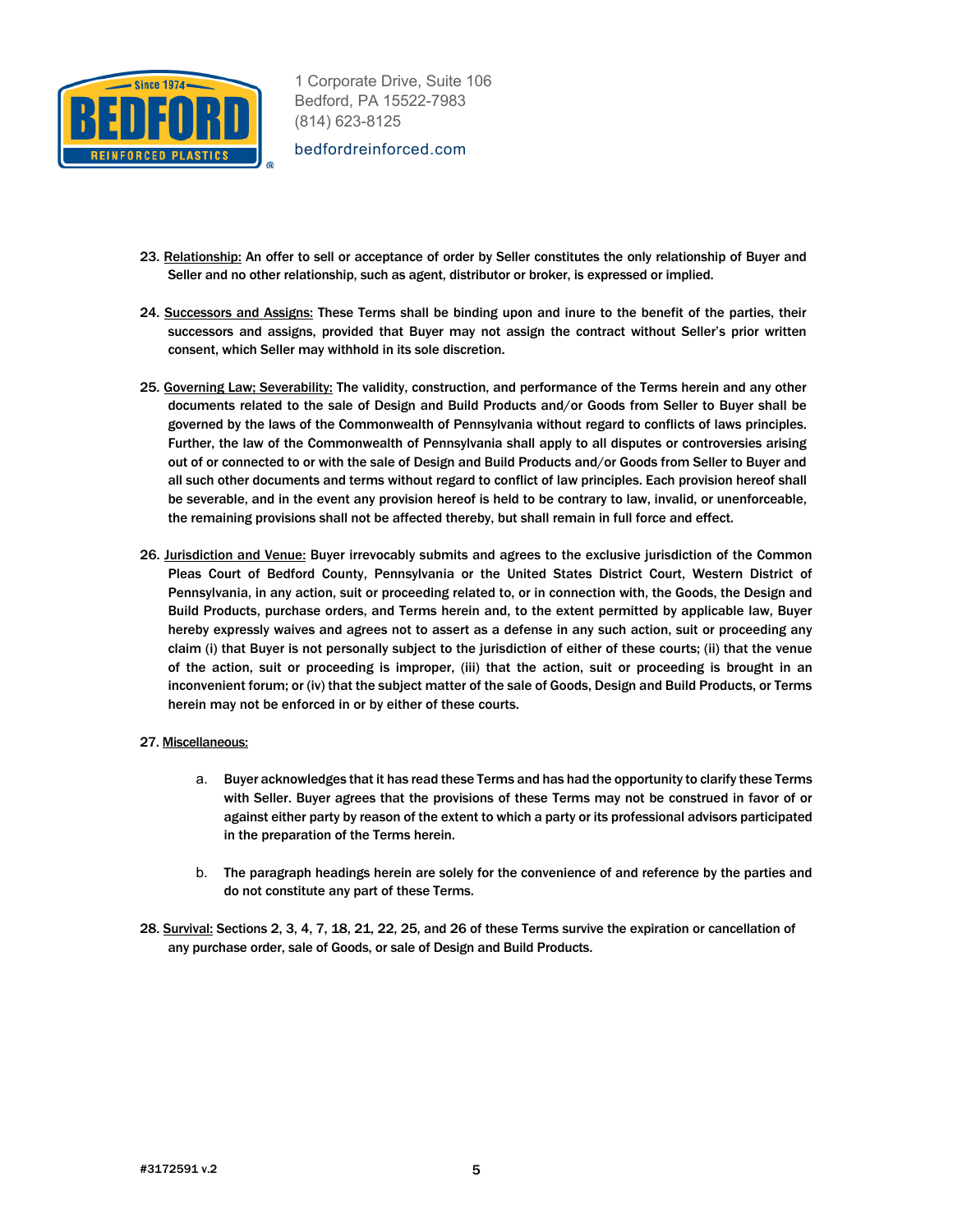1 Corporate Drive, Suite 106
Bedford, PA 15522-7983
(814) 623-8125

bedfordreinforced.com

23. Relationship: An offer to sell or acceptance of order by Seller constitutes the only relationship of Buyer and Seller and no other relationship, such as agent, distributor or broker, is expressed or implied.

24. Successors and Assigns: These Terms shall be binding upon and inure to the benefit of the parties, their successors and assigns, provided that Buyer may not assign the contract without Seller's prior written consent, which Seller may withhold in its sole discretion.

25. Governing Law; Severability: The validity, construction, and performance of the Terms herein and any other documents related to the sale of Design and Build Products and/or Goods from Seller to Buyer shall be governed by the laws of the Commonwealth of Pennsylvania without regard to conflicts of laws principles. Further, the law of the Commonwealth of Pennsylvania shall apply to all disputes or controversies arising out of or connected to or with the sale of Design and Build Products and/or Goods from Seller to Buyer and all such other documents and terms without regard to conflict of law principles. Each provision hereof shall be severable, and in the event any provision hereof is held to be contrary to law, invalid, or unenforceable, the remaining provisions shall not be affected thereby, but shall remain in full force and effect.

26. Jurisdiction and Venue: Buyer irrevocably submits and agrees to the exclusive jurisdiction of the Common Pleas Court of Bedford County, Pennsylvania or the United States District Court, Western District of Pennsylvania, in any action, suit or proceeding related to, or in connection with, the Goods, the Design and Build Products, purchase orders, and Terms herein and, to the extent permitted by applicable law, Buyer hereby expressly waives and agrees not to assert as a defense in any such action, suit or proceeding any claim (i) that Buyer is not personally subject to the jurisdiction of either of these courts; (ii) that the venue of the action, suit or proceeding is improper, (iii) that the action, suit or proceeding is brought in an inconvenient forum; or (iv) that the subject matter of the sale of Goods, Design and Build Products, or Terms herein may not be enforced in or by either of these courts.

27. Miscellaneous:

    a. Buyer acknowledges that it has read these Terms and has had the opportunity to clarify these Terms with Seller. Buyer agrees that the provisions of these Terms may not be construed in favor of or against either party by reason of the extent to which a party or its professional advisors participated in the preparation of the Terms herein.

    b. The paragraph headings herein are solely for the convenience of and reference by the parties and do not constitute any part of these Terms.

28. Survival: Sections 2, 3, 4, 7, 18, 21, 22, 25, and 26 of these Terms survive the expiration or cancellation of any purchase order, sale of Goods, or sale of Design and Build Products.

#3172591 v.2